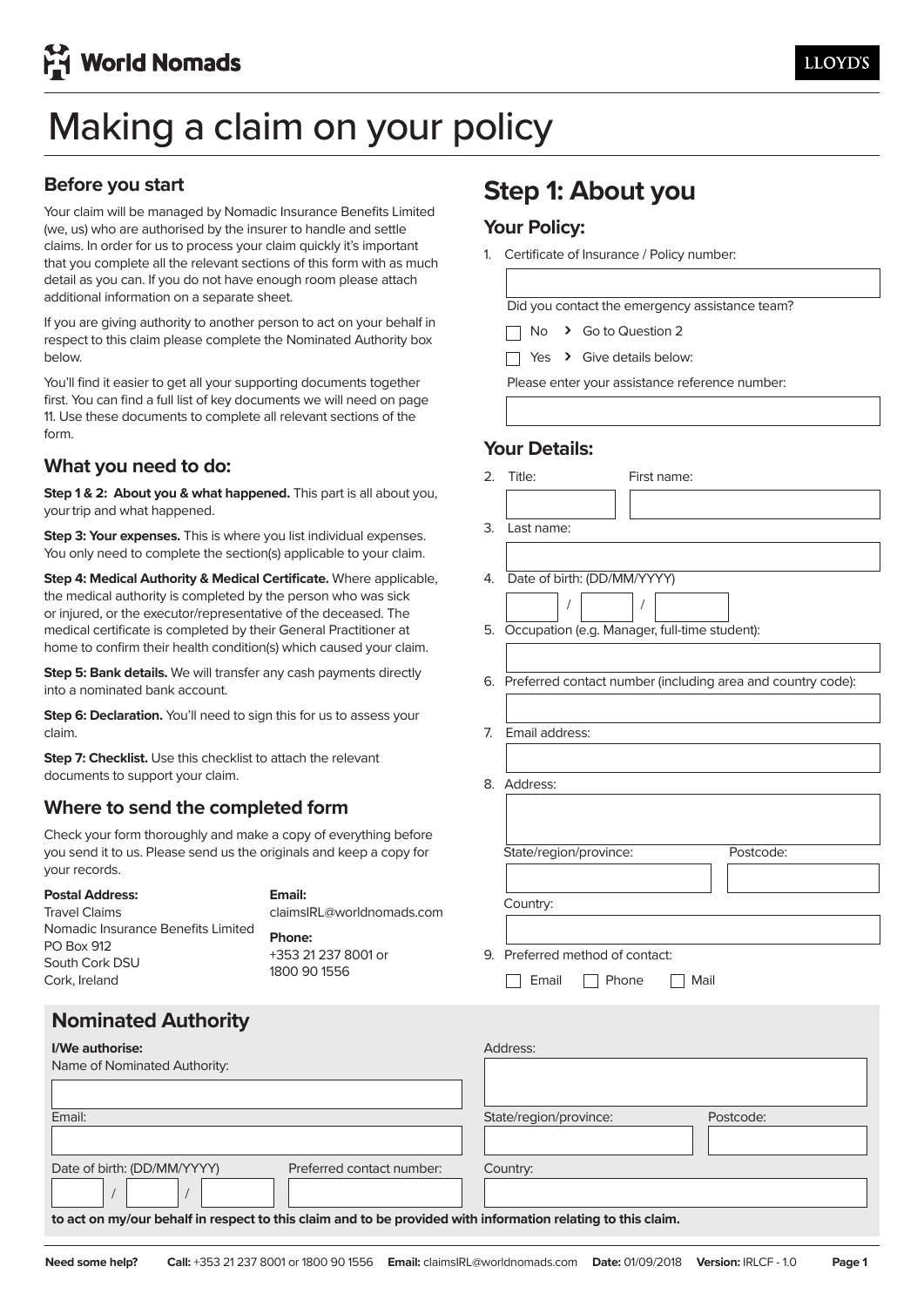World Nomads

LLOYD'S

# Making a claim on your policy

## Before you start

Your claim will be managed by Nomadic Insurance Benefits Limited (we, us) who are authorised by the insurer to handle and settle claims. In order for us to process your claim quickly it's important that you complete all the relevant sections of this form with as much detail as you can. If you do not have enough room please attach additional information on a separate sheet.

If you are giving authority to another person to act on your behalf in respect to this claim please complete the Nominated Authority box below.

You'll find it easier to get all your supporting documents together first. You can find a full list of key documents we will need on page 11. Use these documents to complete all relevant sections of the form.

## What you need to do:

**Step 1 & 2: About you & what happened.** This part is all about you, your trip and what happened.

**Step 3: Your expenses.** This is where you list individual expenses. You only need to complete the section(s) applicable to your claim.

**Step 4: Medical Authority & Medical Certificate.** Where applicable, the medical authority is completed by the person who was sick or injured, or the executor/representative of the deceased. The medical certificate is completed by their General Practitioner at home to confirm their health condition(s) which caused your claim.

**Step 5: Bank details.** We will transfer any cash payments directly into a nominated bank account.

**Step 6: Declaration.** You'll need to sign this for us to assess your claim.

**Step 7: Checklist.** Use this checklist to attach the relevant documents to support your claim.

## Where to send the completed form

Check your form thoroughly and make a copy of everything before you send it to us. Please send us the originals and keep a copy for your records.

**Postal Address:**
Travel Claims
Nomadic Insurance Benefits Limited
PO Box 912
South Cork DSU
Cork, Ireland

**Email:**
claimsIRL@worldnomads.com

**Phone:**
+353 21 237 8001 or
1800 90 1556

# Step 1: About you

### Your Policy:

1. Certificate of Insurance / Policy number:

   Did you contact the emergency assistance team?

   ☐ No › Go to Question 2

   ☐ Yes › Give details below:

   Please enter your assistance reference number:

### Your Details:

2. Title: First name:
3. Last name:
4. Date of birth: (DD/MM/YYYY) / /
5. Occupation (e.g. Manager, full-time student):
6. Preferred contact number (including area and country code):
7. Email address:
8. Address:

   State/region/province: Postcode:

   Country:
9. Preferred method of contact:

   ☐ Email ☐ Phone ☐ Mail

## Nominated Authority

**I/We authorise:**

Name of Nominated Authority:

Email:

Date of birth: (DD/MM/YYYY) / /

Preferred contact number:

Address:

State/region/province:

Postcode:

Country:

**to act on my/our behalf in respect to this claim and to be provided with information relating to this claim.**

**Need some help?** **Call:** +353 21 237 8001 or 1800 90 1556 **Email:** claimsIRL@worldnomads.com **Date:** 01/09/2018 **Version:** IRLCF - 1.0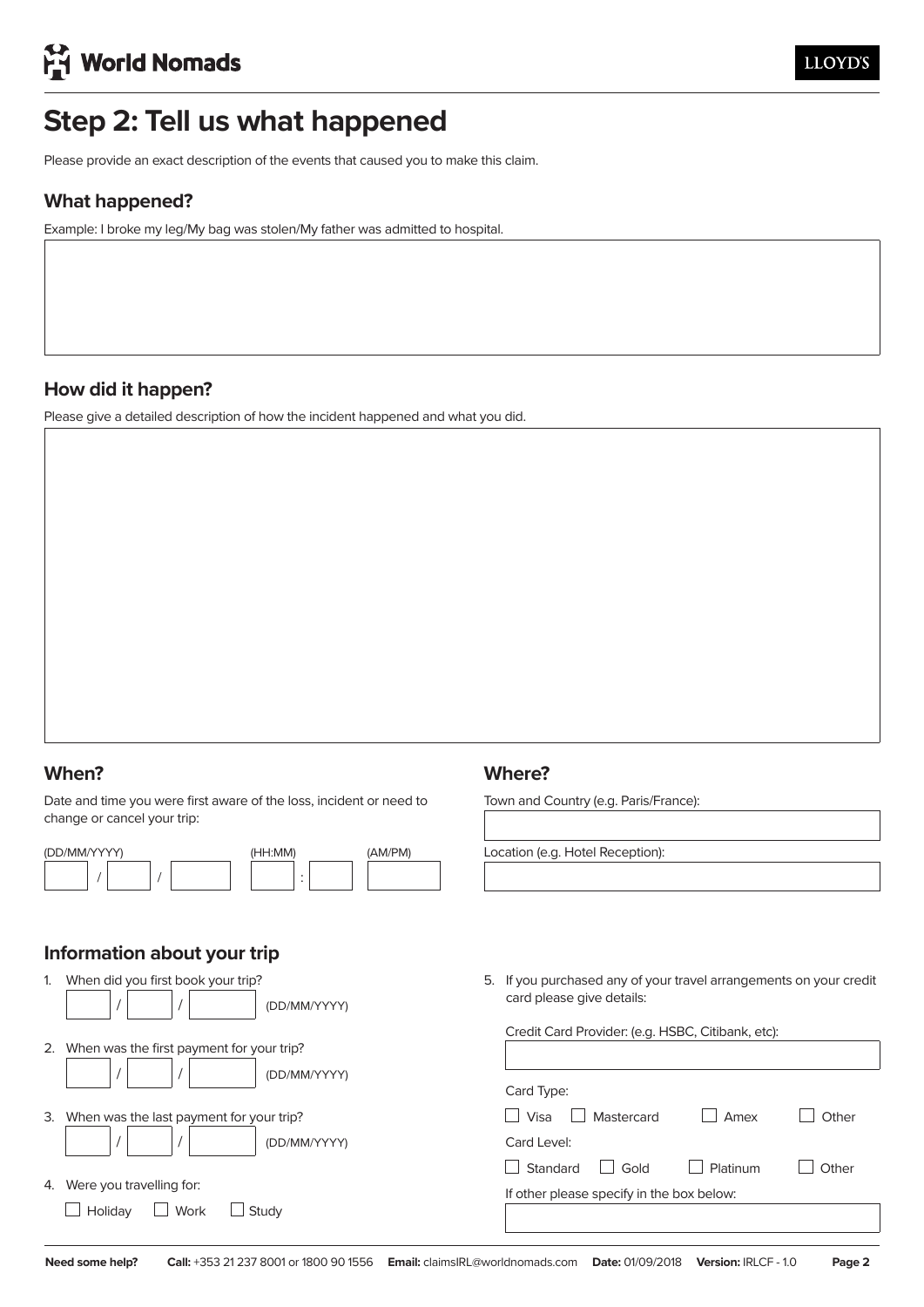World Nomads

LLOYD'S

# Step 2: Tell us what happened

Please provide an exact description of the events that caused you to make this claim.

## What happened?

Example: I broke my leg/My bag was stolen/My father was admitted to hospital.

## How did it happen?

Please give a detailed description of how the incident happened and what you did.

## When?

Date and time you were first aware of the loss, incident or need to change or cancel your trip:

(DD/MM/YYYY) ___ / ___ / ___ (HH:MM) ___ : ___ (AM/PM) ___

## Where?

Town and Country (e.g. Paris/France):

Location (e.g. Hotel Reception):

## Information about your trip

1. When did you first book your trip? ___ / ___ / ___ (DD/MM/YYYY)
2. When was the first payment for your trip? ___ / ___ / ___ (DD/MM/YYYY)
3. When was the last payment for your trip? ___ / ___ / ___ (DD/MM/YYYY)
4. Were you travelling for:
   ☐ Holiday ☐ Work ☐ Study
5. If you purchased any of your travel arrangements on your credit card please give details:

   Credit Card Provider: (e.g. HSBC, Citibank, etc):

   Card Type:
   ☐ Visa ☐ Mastercard ☐ Amex ☐ Other

   Card Level:
   ☐ Standard ☐ Gold ☐ Platinum ☐ Other

   If other please specify in the box below:

**Need some help?** **Call:** +353 21 237 8001 or 1800 90 1556 **Email:** claimsIRL@worldnomads.com **Date:** 01/09/2018 **Version:** IRLCF - 1.0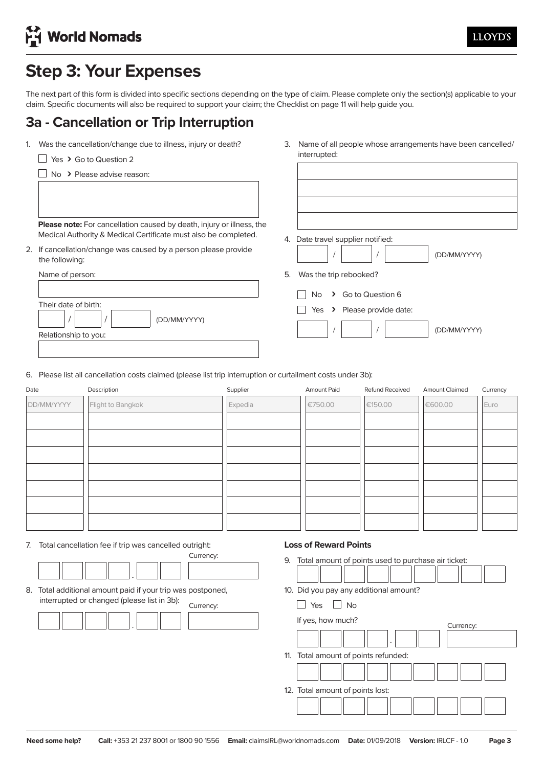## Step 3: Your Expenses

The next part of this form is divided into specific sections depending on the type of claim. Please complete only the section(s) applicable to your claim. Specific documents will also be required to support your claim; the Checklist on page 11 will help guide you.

## 3a - Cancellation or Trip Interruption

1. Was the cancellation/change due to illness, injury or death?

   ☐ Yes › Go to Question 2

   ☐ No › Please advise reason:

   **Please note:** For cancellation caused by death, injury or illness, the Medical Authority & Medical Certificate must also be completed.

2. If cancellation/change was caused by a person please provide the following:

   Name of person:

   Their date of birth: ___ / ___ / ___ (DD/MM/YYYY)

   Relationship to you:

3. Name of all people whose arrangements have been cancelled/ interrupted:

4. Date travel supplier notified: ___ / ___ / ___ (DD/MM/YYYY)

5. Was the trip rebooked?

   ☐ No › Go to Question 6

   ☐ Yes › Please provide date: ___ / ___ / ___ (DD/MM/YYYY)

6. Please list all cancellation costs claimed (please list trip interruption or curtailment costs under 3b):

| Date | Description | Supplier | Amount Paid | Refund Received | Amount Claimed | Currency |
|---|---|---|---|---|---|---|
| DD/MM/YYYY | Flight to Bangkok | Expedia | €750.00 | €150.00 | €600.00 | Euro |
| | | | | | | |
| | | | | | | |
| | | | | | | |
| | | | | | | |
| | | | | | | |
| | | | | | | |
| | | | | | | |

7. Total cancellation fee if trip was cancelled outright: ____ . __ Currency: ____

8. Total additional amount paid if your trip was postponed, interrupted or changed (please list in 3b): ____ . __ Currency: ____

### Loss of Reward Points

9. Total amount of points used to purchase air ticket:

10. Did you pay any additional amount?

    ☐ Yes ☐ No

    If yes, how much? ____ . __ Currency: ____

11. Total amount of points refunded:

12. Total amount of points lost: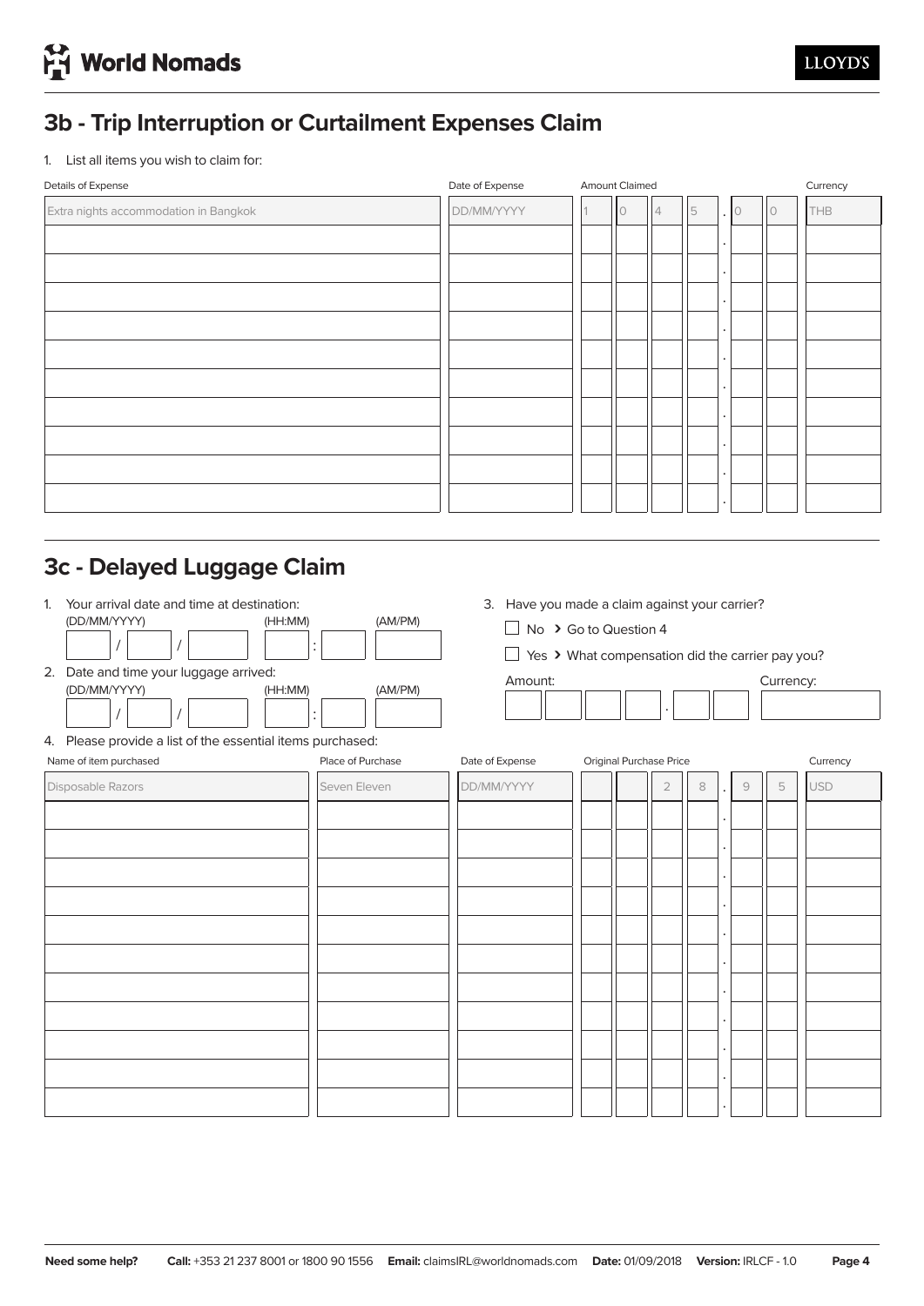## 3b - Trip Interruption or Curtailment Expenses Claim

1. List all items you wish to claim for:

| Details of Expense | Date of Expense | Amount Claimed | Currency |
|---|---|---|---|
| Extra nights accommodation in Bangkok | DD/MM/YYYY | 1045.00 | THB |
| | | . | |
| | | . | |
| | | . | |
| | | . | |
| | | . | |
| | | . | |
| | | . | |
| | | . | |
| | | . | |
| | | . | |

## 3c - Delayed Luggage Claim

1. Your arrival date and time at destination:
   (DD/MM/YYYY) ____ / ____ / ________ (HH:MM) ____ : ____ (AM/PM) ____

2. Date and time your luggage arrived:
   (DD/MM/YYYY) ____ / ____ / ________ (HH:MM) ____ : ____ (AM/PM) ____

3. Have you made a claim against your carrier?
   - ☐ No › Go to Question 4
   - ☐ Yes › What compensation did the carrier pay you?

   Amount: ________ . ____ Currency: ________

4. Please provide a list of the essential items purchased:

| Name of item purchased | Place of Purchase | Date of Expense | Original Purchase Price | Currency |
|---|---|---|---|---|
| Disposable Razors | Seven Eleven | DD/MM/YYYY | 28.95 | USD |
| | | | . | |
| | | | . | |
| | | | . | |
| | | | . | |
| | | | . | |
| | | | . | |
| | | | . | |
| | | | . | |
| | | | . | |
| | | | . | |
| | | | . | |

**Need some help?** **Call:** +353 21 237 8001 or 1800 90 1556 **Email:** claimsIRL@worldnomads.com **Date:** 01/09/2018 **Version:** IRLCF - 1.0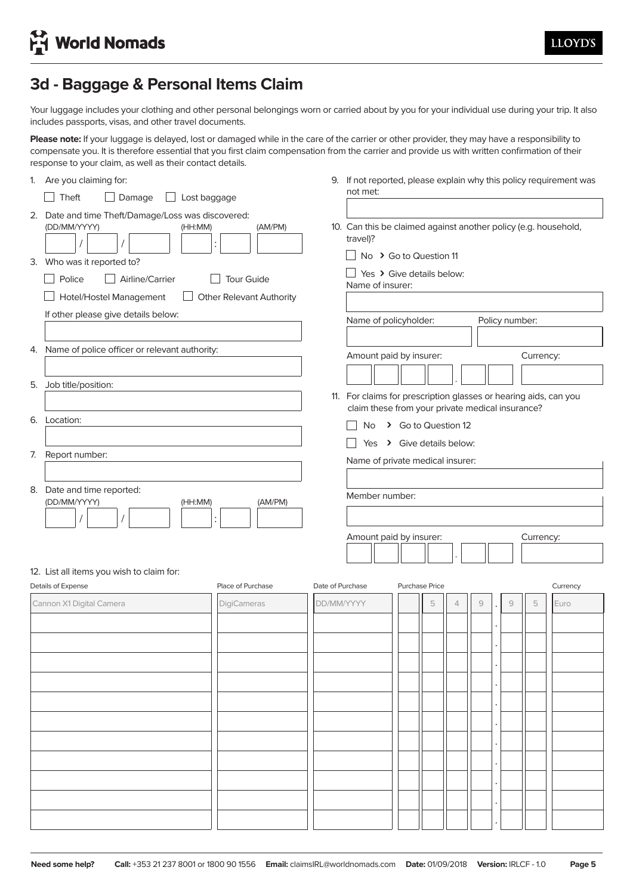World Nomads

LLOYD'S

## 3d - Baggage & Personal Items Claim

Your luggage includes your clothing and other personal belongings worn or carried about by you for your individual use during your trip. It also includes passports, visas, and other travel documents.

**Please note:** If your luggage is delayed, lost or damaged while in the care of the carrier or other provider, they may have a responsibility to compensate you. It is therefore essential that you first claim compensation from the carrier and provide us with written confirmation of their response to your claim, as well as their contact details.

1. Are you claiming for:

   ☐ Theft ☐ Damage ☐ Lost baggage

2. Date and time Theft/Damage/Loss was discovered:

   (DD/MM/YYYY) ___ / ___ / ___ (HH:MM) ___ : ___ (AM/PM) ___

3. Who was it reported to?

   ☐ Police ☐ Airline/Carrier ☐ Tour Guide

   ☐ Hotel/Hostel Management ☐ Other Relevant Authority

   If other please give details below:

4. Name of police officer or relevant authority:

5. Job title/position:

6. Location:

7. Report number:

8. Date and time reported:

   (DD/MM/YYYY) ___ / ___ / ___ (HH:MM) ___ : ___ (AM/PM) ___

9. If not reported, please explain why this policy requirement was not met:

10. Can this be claimed against another policy (e.g. household, travel)?

    ☐ No › Go to Question 11

    ☐ Yes › Give details below:

    Name of insurer:

    Name of policyholder: Policy number:

    Amount paid by insurer: ___ . ___ Currency:

11. For claims for prescription glasses or hearing aids, can you claim these from your private medical insurance?

    ☐ No › Go to Question 12

    ☐ Yes › Give details below:

    Name of private medical insurer:

    Member number:

    Amount paid by insurer: ___ . ___ Currency:

12. List all items you wish to claim for:

| Details of Expense | Place of Purchase | Date of Purchase | Purchase Price | Currency |
|---|---|---|---|---|
| Cannon X1 Digital Camera | DigiCameras | DD/MM/YYYY | 549.95 | Euro |
| | | | . | |
| | | | . | |
| | | | . | |
| | | | . | |
| | | | . | |
| | | | . | |
| | | | . | |
| | | | . | |
| | | | . | |
| | | | . | |
| | | | . | |

**Need some help?** **Call:** +353 21 237 8001 or 1800 90 1556 **Email:** claimsIRL@worldnomads.com **Date:** 01/09/2018 **Version:** IRLCF - 1.0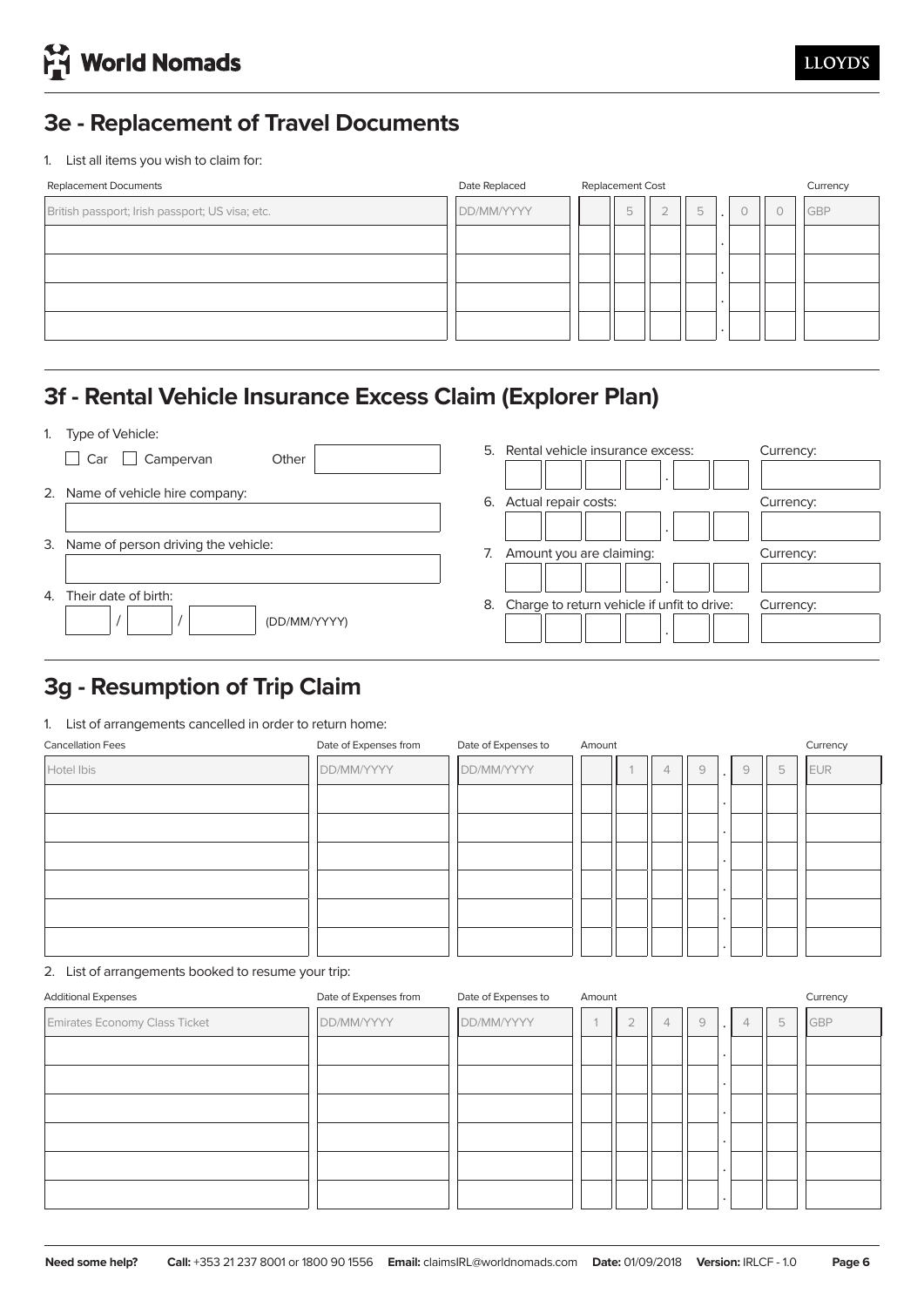## 3e - Replacement of Travel Documents

1. List all items you wish to claim for:

| Replacement Documents | Date Replaced | Replacement Cost | Currency |
|---|---|---|---|
| British passport; Irish passport; US visa; etc. | DD/MM/YYYY | 525.00 | GBP |
| | | . | |
| | | . | |
| | | . | |
| | | . | |

## 3f - Rental Vehicle Insurance Excess Claim (Explorer Plan)

1. Type of Vehicle:
   ☐ Car ☐ Campervan Other ____________

2. Name of vehicle hire company: ____________

3. Name of person driving the vehicle: ____________

4. Their date of birth: ____ / ____ / ________ (DD/MM/YYYY)

5. Rental vehicle insurance excess: ________ . ____ Currency: ________

6. Actual repair costs: ________ . ____ Currency: ________

7. Amount you are claiming: ________ . ____ Currency: ________

8. Charge to return vehicle if unfit to drive: ________ . ____ Currency: ________

## 3g - Resumption of Trip Claim

1. List of arrangements cancelled in order to return home:

| Cancellation Fees | Date of Expenses from | Date of Expenses to | Amount | Currency |
|---|---|---|---|---|
| Hotel Ibis | DD/MM/YYYY | DD/MM/YYYY | 149.95 | EUR |
| | | | . | |
| | | | . | |
| | | | . | |
| | | | . | |
| | | | . | |
| | | | . | |

2. List of arrangements booked to resume your trip:

| Additional Expenses | Date of Expenses from | Date of Expenses to | Amount | Currency |
|---|---|---|---|---|
| Emirates Economy Class Ticket | DD/MM/YYYY | DD/MM/YYYY | 1249.45 | GBP |
| | | | . | |
| | | | . | |
| | | | . | |
| | | | . | |
| | | | . | |
| | | | . | |

**Need some help?** **Call:** +353 21 237 8001 or 1800 90 1556 **Email:** claimsIRL@worldnomads.com **Date:** 01/09/2018 **Version:** IRLCF - 1.0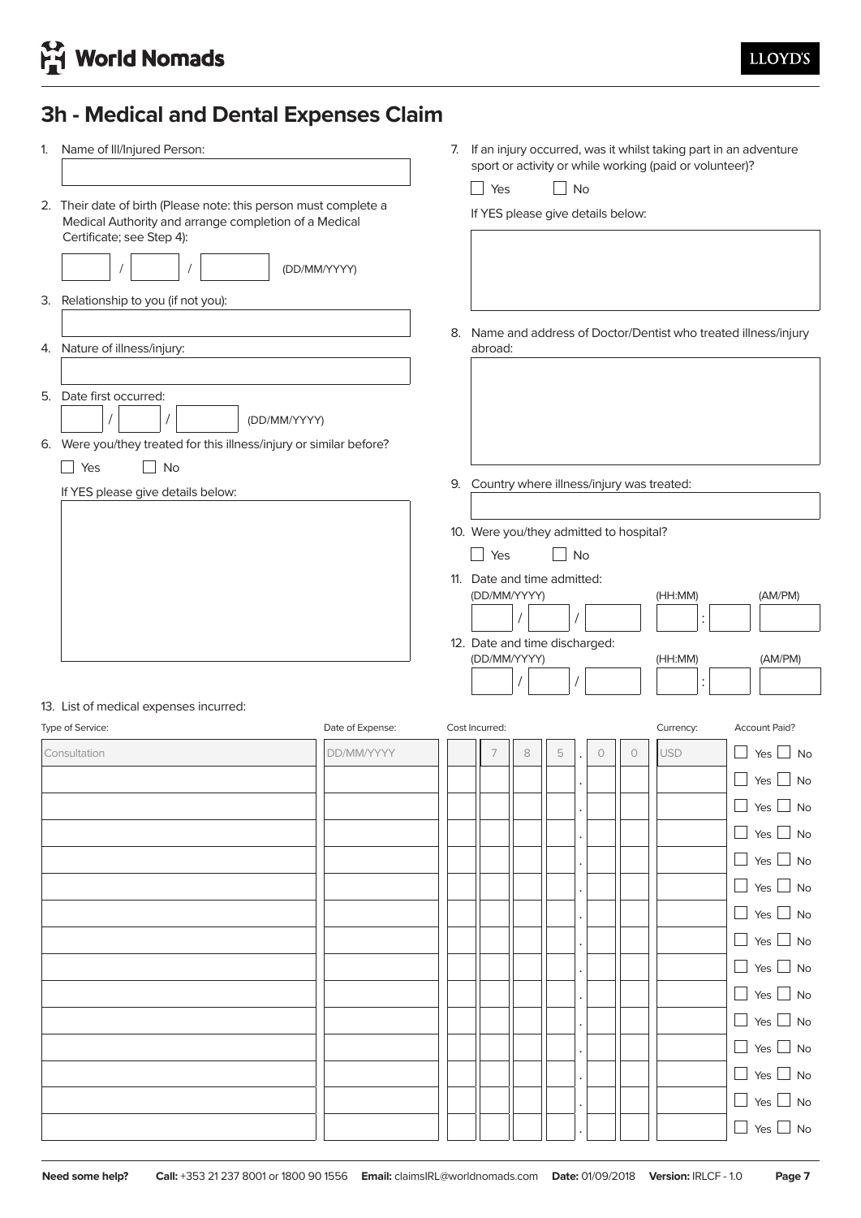World Nomads

LLOYD'S

## 3h - Medical and Dental Expenses Claim

1. Name of Ill/Injured Person:

2. Their date of birth (Please note: this person must complete a Medical Authority and arrange completion of a Medical Certificate; see Step 4):

   ___ / ___ / ___ (DD/MM/YYYY)

3. Relationship to you (if not you):

4. Nature of illness/injury:

5. Date first occurred:

   ___ / ___ / ___ (DD/MM/YYYY)

6. Were you/they treated for this illness/injury or similar before?

   ☐ Yes ☐ No

   If YES please give details below:

7. If an injury occurred, was it whilst taking part in an adventure sport or activity or while working (paid or volunteer)?

   ☐ Yes ☐ No

   If YES please give details below:

8. Name and address of Doctor/Dentist who treated illness/injury abroad:

9. Country where illness/injury was treated:

10. Were you/they admitted to hospital?

    ☐ Yes ☐ No

11. Date and time admitted:

    (DD/MM/YYYY) ___ / ___ / ___ (HH:MM) ___ : ___ (AM/PM) ___

12. Date and time discharged:

    (DD/MM/YYYY) ___ / ___ / ___ (HH:MM) ___ : ___ (AM/PM) ___

13. List of medical expenses incurred:

| Type of Service: | Date of Expense: | Cost Incurred: | Currency: | Account Paid? |
|---|---|---|---|---|
| Consultation | DD/MM/YYYY | 785.00 | USD | ☐ Yes ☐ No |
| | | . | | ☐ Yes ☐ No |
| | | . | | ☐ Yes ☐ No |
| | | . | | ☐ Yes ☐ No |
| | | . | | ☐ Yes ☐ No |
| | | . | | ☐ Yes ☐ No |
| | | . | | ☐ Yes ☐ No |
| | | . | | ☐ Yes ☐ No |
| | | . | | ☐ Yes ☐ No |
| | | . | | ☐ Yes ☐ No |
| | | . | | ☐ Yes ☐ No |
| | | . | | ☐ Yes ☐ No |
| | | . | | ☐ Yes ☐ No |
| | | . | | ☐ Yes ☐ No |
| | | . | | ☐ Yes ☐ No |

**Need some help?** **Call:** +353 21 237 8001 or 1800 90 1556 **Email:** claimsIRL@worldnomads.com **Date:** 01/09/2018 **Version:** IRLCF - 1.0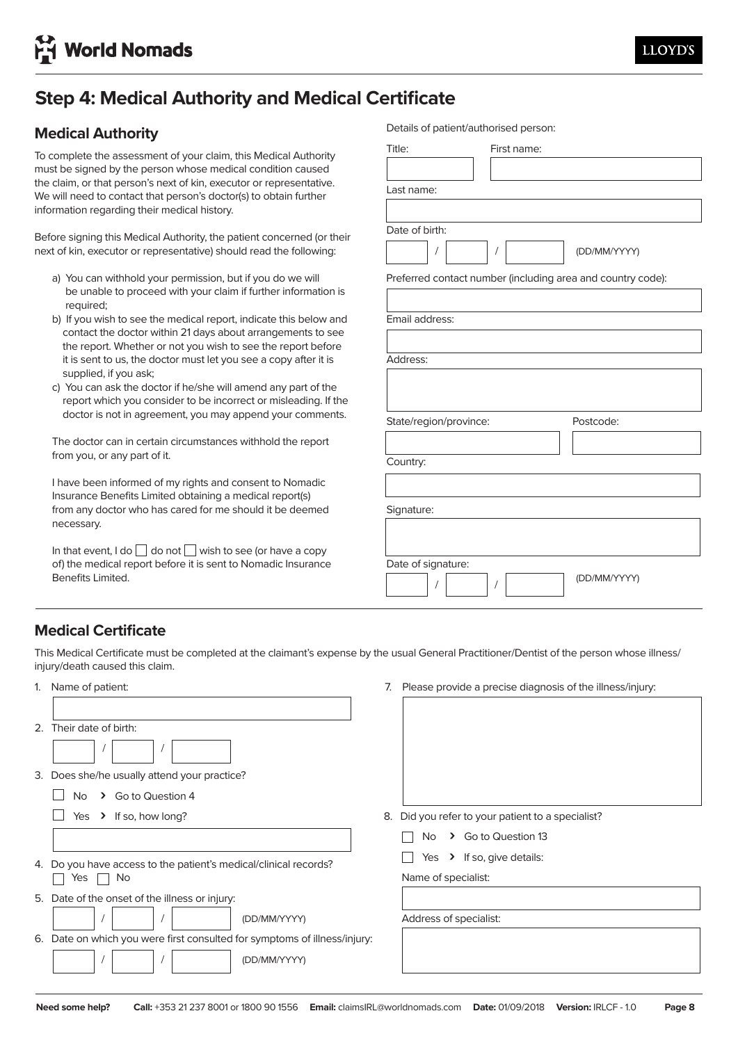# Step 4: Medical Authority and Medical Certificate

## Medical Authority

To complete the assessment of your claim, this Medical Authority must be signed by the person whose medical condition caused the claim, or that person's next of kin, executor or representative. We will need to contact that person's doctor(s) to obtain further information regarding their medical history.

Before signing this Medical Authority, the patient concerned (or their next of kin, executor or representative) should read the following:

a) You can withhold your permission, but if you do we will be unable to proceed with your claim if further information is required;

b) If you wish to see the medical report, indicate this below and contact the doctor within 21 days about arrangements to see the report. Whether or not you wish to see the report before it is sent to us, the doctor must let you see a copy after it is supplied, if you ask;

c) You can ask the doctor if he/she will amend any part of the report which you consider to be incorrect or misleading. If the doctor is not in agreement, you may append your comments.

The doctor can in certain circumstances withhold the report from you, or any part of it.

I have been informed of my rights and consent to Nomadic Insurance Benefits Limited obtaining a medical report(s) from any doctor who has cared for me should it be deemed necessary.

In that event, I do ☐ do not ☐ wish to see (or have a copy of) the medical report before it is sent to Nomadic Insurance Benefits Limited.

Details of patient/authorised person:

Title:

First name:

Last name:

Date of birth: ___ / ___ / ___ (DD/MM/YYYY)

Preferred contact number (including area and country code):

Email address:

Address:

State/region/province:

Postcode:

Country:

Signature:

Date of signature: ___ / ___ / ___ (DD/MM/YYYY)

## Medical Certificate

This Medical Certificate must be completed at the claimant's expense by the usual General Practitioner/Dentist of the person whose illness/injury/death caused this claim.

1. Name of patient:

2. Their date of birth: ___ / ___ / ___

3. Does she/he usually attend your practice?
   - ☐ No › Go to Question 4
   - ☐ Yes › If so, how long?

4. Do you have access to the patient's medical/clinical records?
   ☐ Yes ☐ No

5. Date of the onset of the illness or injury: ___ / ___ / ___ (DD/MM/YYYY)

6. Date on which you were first consulted for symptoms of illness/injury: ___ / ___ / ___ (DD/MM/YYYY)

7. Please provide a precise diagnosis of the illness/injury:

8. Did you refer to your patient to a specialist?
   - ☐ No › Go to Question 13
   - ☐ Yes › If so, give details:

   Name of specialist:

   Address of specialist: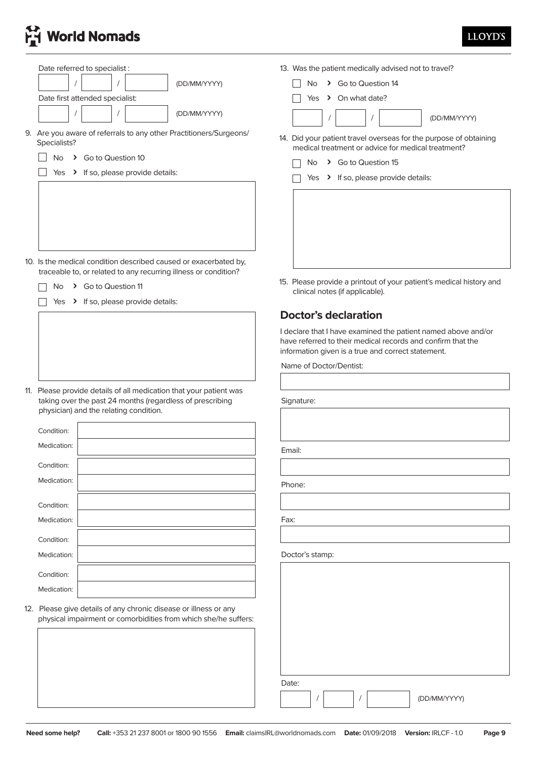Date referred to specialist :

___ / ___ / ___ (DD/MM/YYYY)

Date first attended specialist:

___ / ___ / ___ (DD/MM/YYYY)

9. Are you aware of referrals to any other Practitioners/Surgeons/Specialists?
   - ☐ No › Go to Question 10
   - ☐ Yes › If so, please provide details:

10. Is the medical condition described caused or exacerbated by, traceable to, or related to any recurring illness or condition?
    - ☐ No › Go to Question 11
    - ☐ Yes › If so, please provide details:

11. Please provide details of all medication that your patient was taking over the past 24 months (regardless of prescribing physician) and the relating condition.

| | |
|---|---|
| Condition: | |
| Medication: | |
| Condition: | |
| Medication: | |
| Condition: | |
| Medication: | |
| Condition: | |
| Medication: | |
| Condition: | |
| Medication: | |

12. Please give details of any chronic disease or illness or any physical impairment or comorbidities from which she/he suffers:

13. Was the patient medically advised not to travel?
    - ☐ No › Go to Question 14
    - ☐ Yes › On what date?

___ / ___ / ___ (DD/MM/YYYY)

14. Did your patient travel overseas for the purpose of obtaining medical treatment or advice for medical treatment?
    - ☐ No › Go to Question 15
    - ☐ Yes › If so, please provide details:

15. Please provide a printout of your patient's medical history and clinical notes (if applicable).

## Doctor's declaration

I declare that I have examined the patient named above and/or have referred to their medical records and confirm that the information given is a true and correct statement.

Name of Doctor/Dentist:

Signature:

Email:

Phone:

Fax:

Doctor's stamp:

Date:

___ / ___ / ___ (DD/MM/YYYY)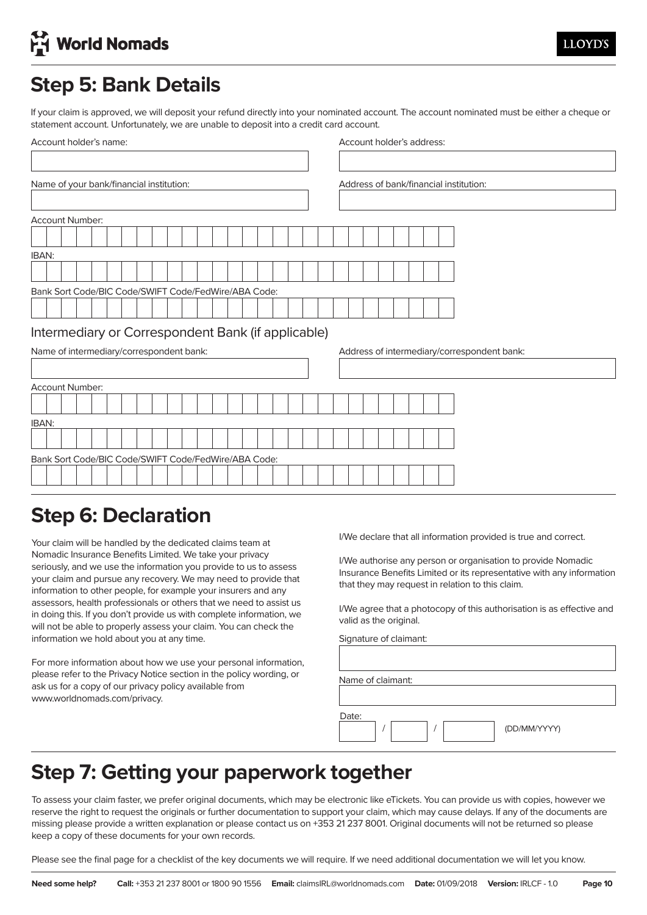## Step 5: Bank Details

If your claim is approved, we will deposit your refund directly into your nominated account. The account nominated must be either a cheque or statement account. Unfortunately, we are unable to deposit into a credit card account.

Account holder's name:

Account holder's address:

Name of your bank/financial institution:

Address of bank/financial institution:

Account Number:

IBAN:

Bank Sort Code/BIC Code/SWIFT Code/FedWire/ABA Code:

### Intermediary or Correspondent Bank (if applicable)

Name of intermediary/correspondent bank:

Address of intermediary/correspondent bank:

Account Number:

IBAN:

Bank Sort Code/BIC Code/SWIFT Code/FedWire/ABA Code:

## Step 6: Declaration

Your claim will be handled by the dedicated claims team at Nomadic Insurance Benefits Limited. We take your privacy seriously, and we use the information you provide to us to assess your claim and pursue any recovery. We may need to provide that information to other people, for example your insurers and any assessors, health professionals or others that we need to assist us in doing this. If you don't provide us with complete information, we will not be able to properly assess your claim. You can check the information we hold about you at any time.

For more information about how we use your personal information, please refer to the Privacy Notice section in the policy wording, or ask us for a copy of our privacy policy available from www.worldnomads.com/privacy.

I/We declare that all information provided is true and correct.

I/We authorise any person or organisation to provide Nomadic Insurance Benefits Limited or its representative with any information that they may request in relation to this claim.

I/We agree that a photocopy of this authorisation is as effective and valid as the original.

Signature of claimant:

Name of claimant:

Date: / / (DD/MM/YYYY)

## Step 7: Getting your paperwork together

To assess your claim faster, we prefer original documents, which may be electronic like eTickets. You can provide us with copies, however we reserve the right to request the originals or further documentation to support your claim, which may cause delays. If any of the documents are missing please provide a written explanation or please contact us on +353 21 237 8001. Original documents will not be returned so please keep a copy of these documents for your own records.

Please see the final page for a checklist of the key documents we will require. If we need additional documentation we will let you know.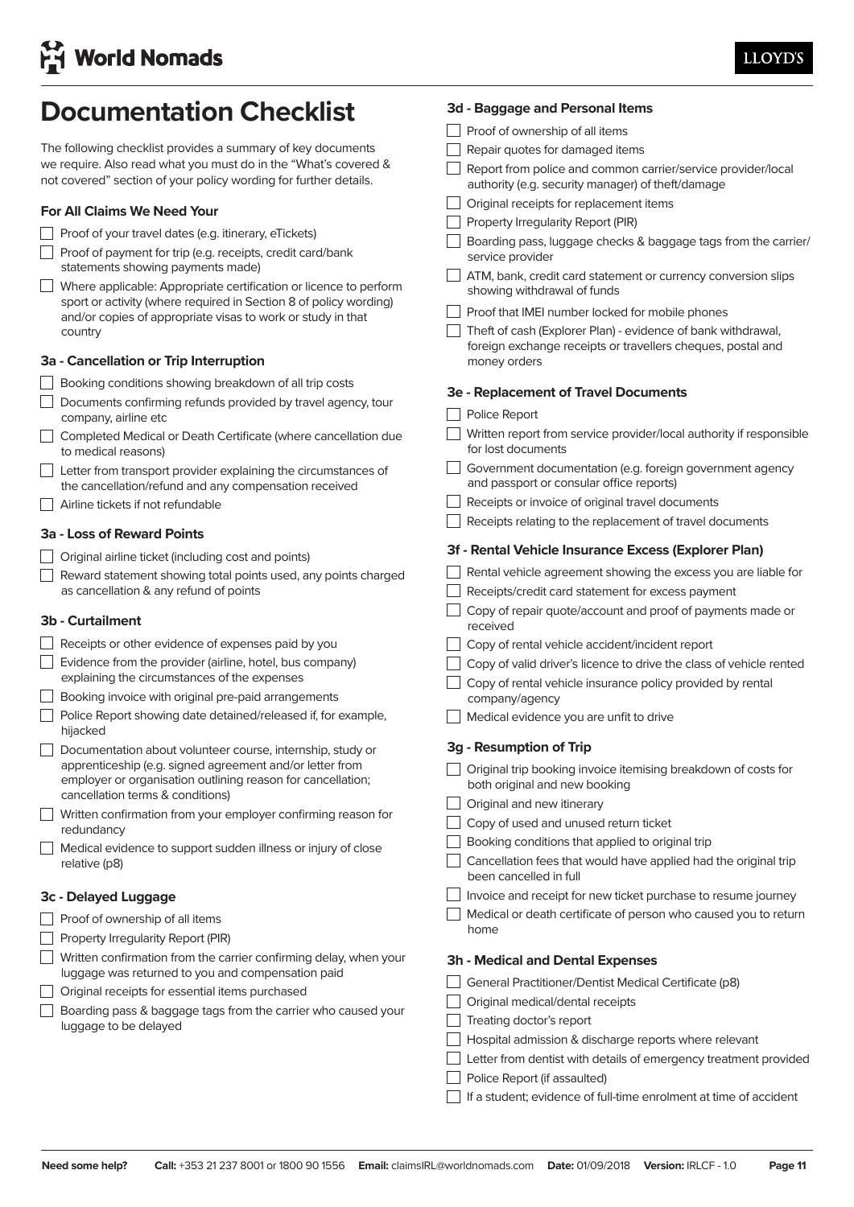# Documentation Checklist

The following checklist provides a summary of key documents we require. Also read what you must do in the "What's covered & not covered" section of your policy wording for further details.

### For All Claims We Need Your

- [ ] Proof of your travel dates (e.g. itinerary, eTickets)
- [ ] Proof of payment for trip (e.g. receipts, credit card/bank statements showing payments made)
- [ ] Where applicable: Appropriate certification or licence to perform sport or activity (where required in Section 8 of policy wording) and/or copies of appropriate visas to work or study in that country

### 3a - Cancellation or Trip Interruption

- [ ] Booking conditions showing breakdown of all trip costs
- [ ] Documents confirming refunds provided by travel agency, tour company, airline etc
- [ ] Completed Medical or Death Certificate (where cancellation due to medical reasons)
- [ ] Letter from transport provider explaining the circumstances of the cancellation/refund and any compensation received
- [ ] Airline tickets if not refundable

### 3a - Loss of Reward Points

- [ ] Original airline ticket (including cost and points)
- [ ] Reward statement showing total points used, any points charged as cancellation & any refund of points

### 3b - Curtailment

- [ ] Receipts or other evidence of expenses paid by you
- [ ] Evidence from the provider (airline, hotel, bus company) explaining the circumstances of the expenses
- [ ] Booking invoice with original pre-paid arrangements
- [ ] Police Report showing date detained/released if, for example, hijacked
- [ ] Documentation about volunteer course, internship, study or apprenticeship (e.g. signed agreement and/or letter from employer or organisation outlining reason for cancellation; cancellation terms & conditions)
- [ ] Written confirmation from your employer confirming reason for redundancy
- [ ] Medical evidence to support sudden illness or injury of close relative (p8)

### 3c - Delayed Luggage

- [ ] Proof of ownership of all items
- [ ] Property Irregularity Report (PIR)
- [ ] Written confirmation from the carrier confirming delay, when your luggage was returned to you and compensation paid
- [ ] Original receipts for essential items purchased
- [ ] Boarding pass & baggage tags from the carrier who caused your luggage to be delayed

### 3d - Baggage and Personal Items

- [ ] Proof of ownership of all items
- [ ] Repair quotes for damaged items
- [ ] Report from police and common carrier/service provider/local authority (e.g. security manager) of theft/damage
- [ ] Original receipts for replacement items
- [ ] Property Irregularity Report (PIR)
- [ ] Boarding pass, luggage checks & baggage tags from the carrier/service provider
- [ ] ATM, bank, credit card statement or currency conversion slips showing withdrawal of funds
- [ ] Proof that IMEI number locked for mobile phones
- [ ] Theft of cash (Explorer Plan) - evidence of bank withdrawal, foreign exchange receipts or travellers cheques, postal and money orders

### 3e - Replacement of Travel Documents

- [ ] Police Report
- [ ] Written report from service provider/local authority if responsible for lost documents
- [ ] Government documentation (e.g. foreign government agency and passport or consular office reports)
- [ ] Receipts or invoice of original travel documents
- [ ] Receipts relating to the replacement of travel documents

### 3f - Rental Vehicle Insurance Excess (Explorer Plan)

- [ ] Rental vehicle agreement showing the excess you are liable for
- [ ] Receipts/credit card statement for excess payment
- [ ] Copy of repair quote/account and proof of payments made or received
- [ ] Copy of rental vehicle accident/incident report
- [ ] Copy of valid driver's licence to drive the class of vehicle rented
- [ ] Copy of rental vehicle insurance policy provided by rental company/agency
- [ ] Medical evidence you are unfit to drive

### 3g - Resumption of Trip

- [ ] Original trip booking invoice itemising breakdown of costs for both original and new booking
- [ ] Original and new itinerary
- [ ] Copy of used and unused return ticket
- [ ] Booking conditions that applied to original trip
- [ ] Cancellation fees that would have applied had the original trip been cancelled in full
- [ ] Invoice and receipt for new ticket purchase to resume journey
- [ ] Medical or death certificate of person who caused you to return home

### 3h - Medical and Dental Expenses

- [ ] General Practitioner/Dentist Medical Certificate (p8)
- [ ] Original medical/dental receipts
- [ ] Treating doctor's report
- [ ] Hospital admission & discharge reports where relevant
- [ ] Letter from dentist with details of emergency treatment provided
- [ ] Police Report (if assaulted)
- [ ] If a student; evidence of full-time enrolment at time of accident

**Need some help?** **Call:** +353 21 237 8001 or 1800 90 1556 **Email:** claimsIRL@worldnomads.com **Date:** 01/09/2018 **Version:** IRLCF - 1.0